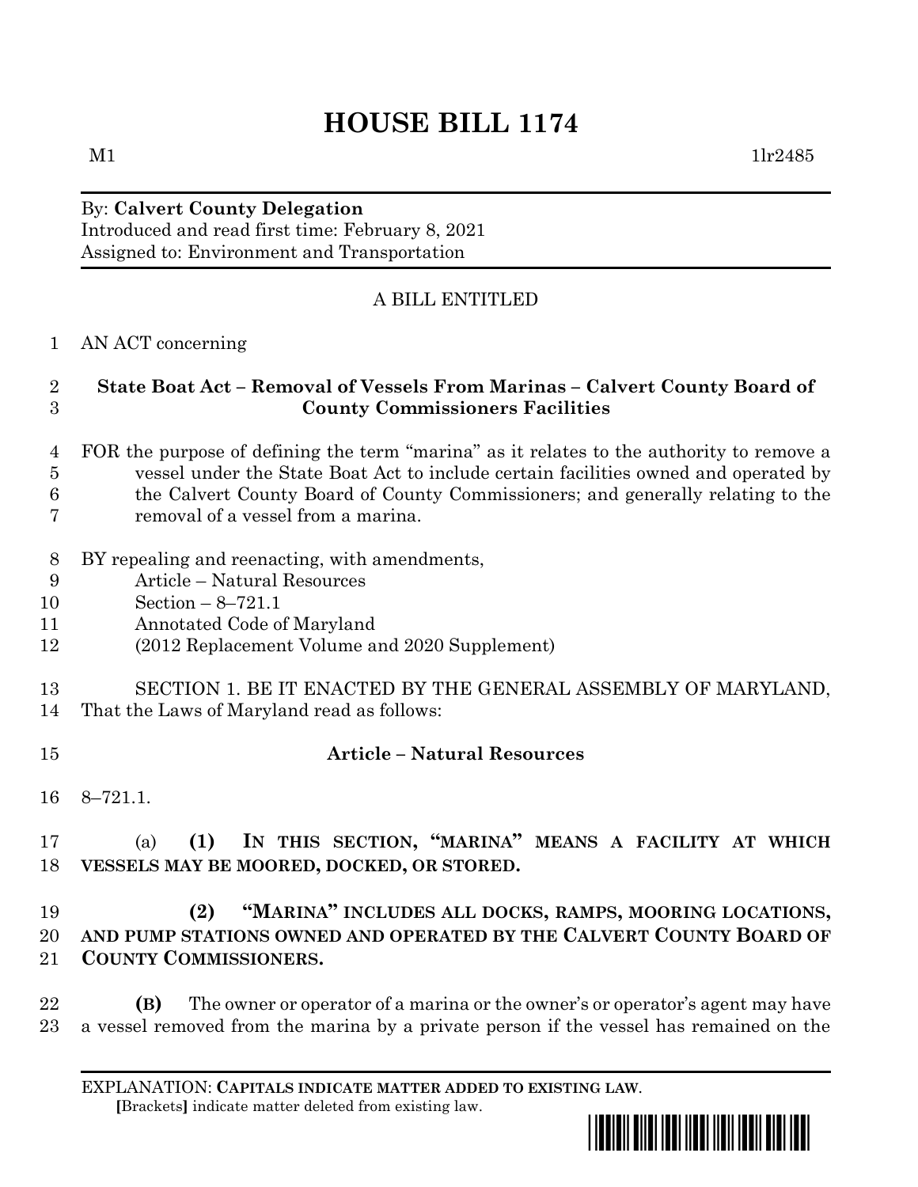# HOUSE BILL 1174

M1 1lr2485

By: **Calvert County Delegation**
Introduced and read first time: February 8, 2021
Assigned to: Environment and Transportation

A BILL ENTITLED

1 AN ACT concerning

2 **State Boat Act – Removal of Vessels From Marinas – Calvert County Board of**
3 **County Commissioners Facilities**

4 FOR the purpose of defining the term "marina" as it relates to the authority to remove a
5 vessel under the State Boat Act to include certain facilities owned and operated by
6 the Calvert County Board of County Commissioners; and generally relating to the
7 removal of a vessel from a marina.

8 BY repealing and reenacting, with amendments,
9 Article – Natural Resources
10 Section – 8–721.1
11 Annotated Code of Maryland
12 (2012 Replacement Volume and 2020 Supplement)

13 SECTION 1. BE IT ENACTED BY THE GENERAL ASSEMBLY OF MARYLAND,
14 That the Laws of Maryland read as follows:

15 **Article – Natural Resources**

16 8–721.1.

17 (a) **(1) IN THIS SECTION, "MARINA" MEANS A FACILITY AT WHICH**
18 **VESSELS MAY BE MOORED, DOCKED, OR STORED.**

19 **(2) "MARINA" INCLUDES ALL DOCKS, RAMPS, MOORING LOCATIONS,**
20 **AND PUMP STATIONS OWNED AND OPERATED BY THE CALVERT COUNTY BOARD OF**
21 **COUNTY COMMISSIONERS.**

22 **(B)** The owner or operator of a marina or the owner's or operator's agent may have
23 a vessel removed from the marina by a private person if the vessel has remained on the

EXPLANATION: **CAPITALS INDICATE MATTER ADDED TO EXISTING LAW.**
**[**Brackets**]** indicate matter deleted from existing law.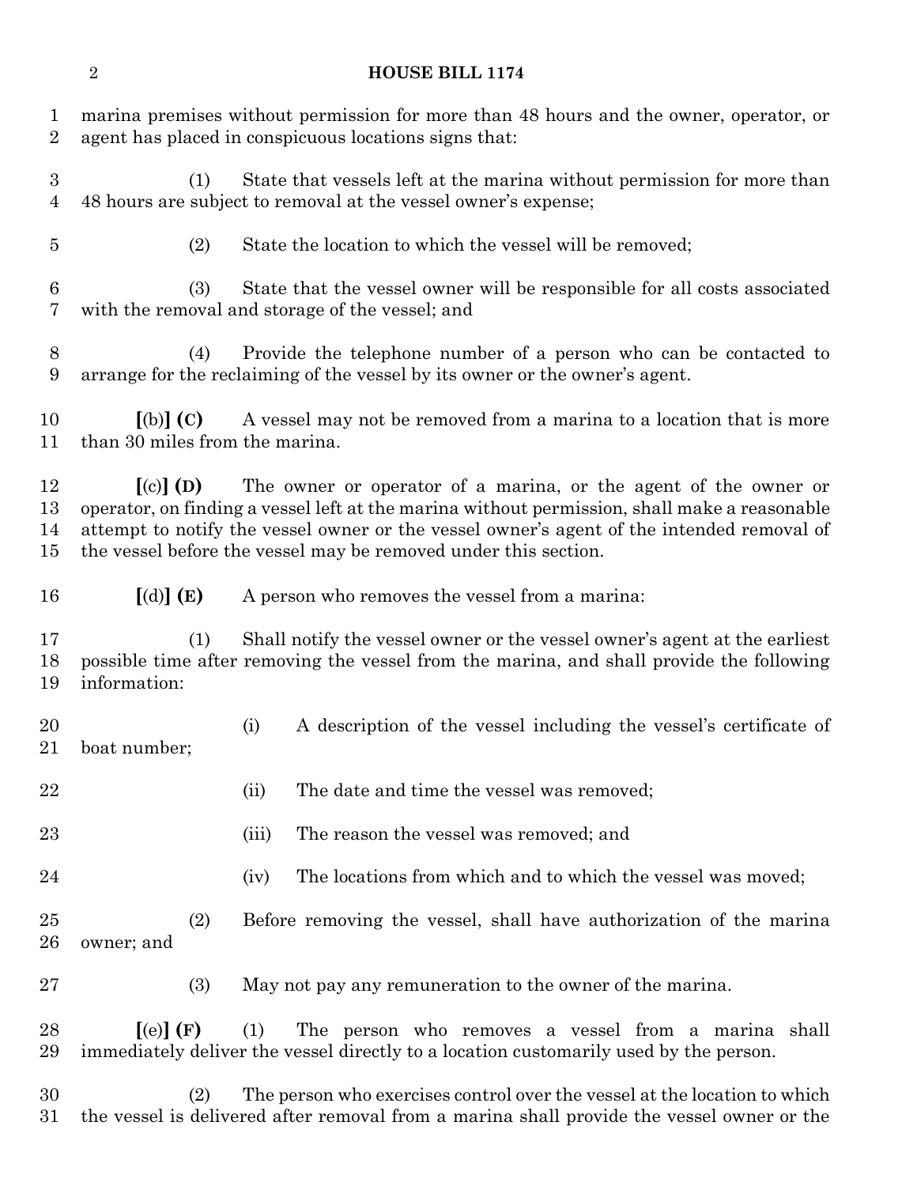marina premises without permission for more than 48 hours and the owner, operator, or agent has placed in conspicuous locations signs that:

(1) State that vessels left at the marina without permission for more than 48 hours are subject to removal at the vessel owner's expense;

(2) State the location to which the vessel will be removed;

(3) State that the vessel owner will be responsible for all costs associated with the removal and storage of the vessel; and

(4) Provide the telephone number of a person who can be contacted to arrange for the reclaiming of the vessel by its owner or the owner's agent.

**[**(b)**] (C)** A vessel may not be removed from a marina to a location that is more than 30 miles from the marina.

**[**(c)**] (D)** The owner or operator of a marina, or the agent of the owner or operator, on finding a vessel left at the marina without permission, shall make a reasonable attempt to notify the vessel owner or the vessel owner's agent of the intended removal of the vessel before the vessel may be removed under this section.

**[**(d)**] (E)** A person who removes the vessel from a marina:

(1) Shall notify the vessel owner or the vessel owner's agent at the earliest possible time after removing the vessel from the marina, and shall provide the following information:

(i) A description of the vessel including the vessel's certificate of boat number;

(ii) The date and time the vessel was removed;

(iii) The reason the vessel was removed; and

(iv) The locations from which and to which the vessel was moved;

(2) Before removing the vessel, shall have authorization of the marina owner; and

(3) May not pay any remuneration to the owner of the marina.

**[**(e)**] (F)** (1) The person who removes a vessel from a marina shall immediately deliver the vessel directly to a location customarily used by the person.

(2) The person who exercises control over the vessel at the location to which the vessel is delivered after removal from a marina shall provide the vessel owner or the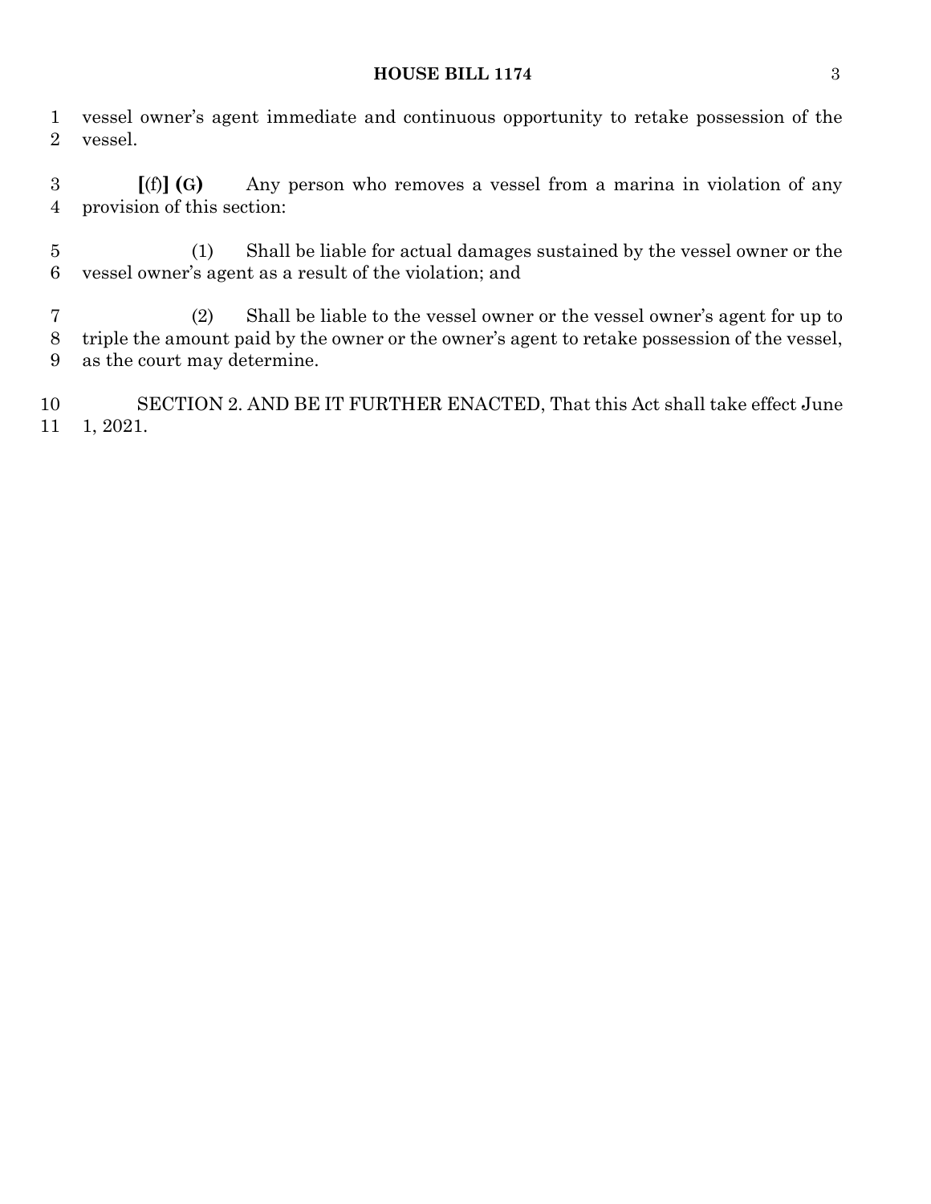vessel owner's agent immediate and continuous opportunity to retake possession of the vessel.

**[**(f)**] (G)** Any person who removes a vessel from a marina in violation of any provision of this section:

(1) Shall be liable for actual damages sustained by the vessel owner or the vessel owner's agent as a result of the violation; and

(2) Shall be liable to the vessel owner or the vessel owner's agent for up to triple the amount paid by the owner or the owner's agent to retake possession of the vessel, as the court may determine.

SECTION 2. AND BE IT FURTHER ENACTED, That this Act shall take effect June 1, 2021.